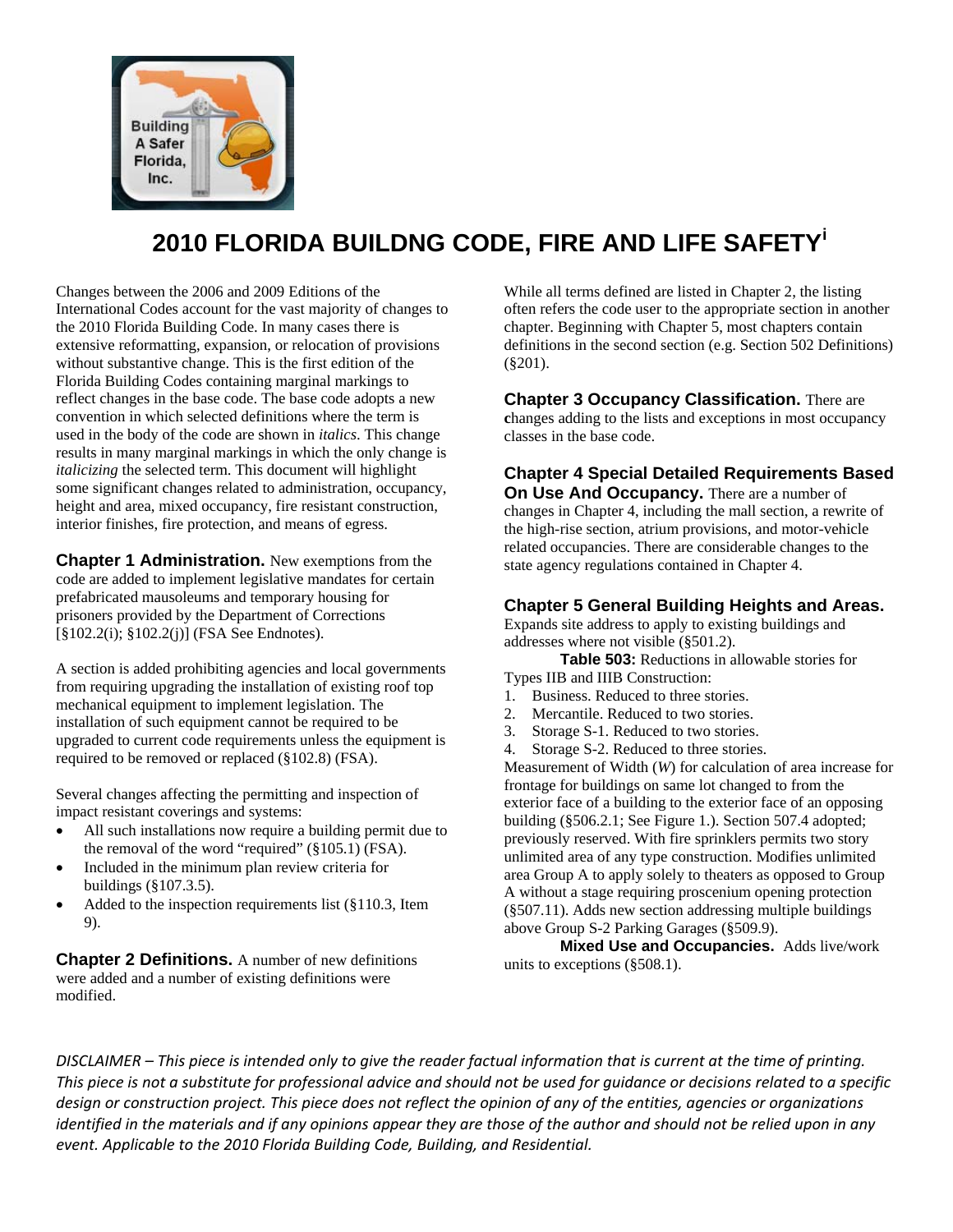# 2010 FLORIDA BUILDNG CODE, FIRE AND LIFE SAFETY[i]

Changes between the 2006 and 2009 Editions of the International Codes account for the vast majority of changes to the 2010 Florida Building Code. In many cases there is extensive reformatting, expansion, or relocation of provisions without substantive change. This is the first edition of the Florida Building Codes containing marginal markings to reflect changes in the base code. The base code adopts a new convention in which selected definitions where the term is used in the body of the code are shown in *italics*. This change results in many marginal markings in which the only change is *italicizing* the selected term. This document will highlight some significant changes related to administration, occupancy, height and area, mixed occupancy, fire resistant construction, interior finishes, fire protection, and means of egress.

**Chapter 1 Administration.** New exemptions from the code are added to implement legislative mandates for certain prefabricated mausoleums and temporary housing for prisoners provided by the Department of Corrections [§102.2(i); §102.2(j)] (FSA See Endnotes).

A section is added prohibiting agencies and local governments from requiring upgrading the installation of existing roof top mechanical equipment to implement legislation. The installation of such equipment cannot be required to be upgraded to current code requirements unless the equipment is required to be removed or replaced (§102.8) (FSA).

Several changes affecting the permitting and inspection of impact resistant coverings and systems:

- All such installations now require a building permit due to the removal of the word "required" (§105.1) (FSA).
- Included in the minimum plan review criteria for buildings (§107.3.5).
- Added to the inspection requirements list (§110.3, Item 9).

**Chapter 2 Definitions.** A number of new definitions were added and a number of existing definitions were modified.

While all terms defined are listed in Chapter 2, the listing often refers the code user to the appropriate section in another chapter. Beginning with Chapter 5, most chapters contain definitions in the second section (e.g. Section 502 Definitions) (§201).

**Chapter 3 Occupancy Classification.** There are changes adding to the lists and exceptions in most occupancy classes in the base code.

**Chapter 4 Special Detailed Requirements Based On Use And Occupancy.** There are a number of changes in Chapter 4, including the mall section, a rewrite of the high-rise section, atrium provisions, and motor-vehicle related occupancies. There are considerable changes to the state agency regulations contained in Chapter 4.

**Chapter 5 General Building Heights and Areas.** Expands site address to apply to existing buildings and addresses where not visible (§501.2).

**Table 503:** Reductions in allowable stories for Types IIB and IIIB Construction:

1. Business. Reduced to three stories.
2. Mercantile. Reduced to two stories.
3. Storage S-1. Reduced to two stories.
4. Storage S-2. Reduced to three stories.

Measurement of Width (*W*) for calculation of area increase for frontage for buildings on same lot changed to from the exterior face of a building to the exterior face of an opposing building (§506.2.1; See Figure 1.). Section 507.4 adopted; previously reserved. With fire sprinklers permits two story unlimited area of any type construction. Modifies unlimited area Group A to apply solely to theaters as opposed to Group A without a stage requiring proscenium opening protection (§507.11). Adds new section addressing multiple buildings above Group S-2 Parking Garages (§509.9).

**Mixed Use and Occupancies.** Adds live/work units to exceptions (§508.1).

*DISCLAIMER – This piece is intended only to give the reader factual information that is current at the time of printing. This piece is not a substitute for professional advice and should not be used for guidance or decisions related to a specific design or construction project. This piece does not reflect the opinion of any of the entities, agencies or organizations identified in the materials and if any opinions appear they are those of the author and should not be relied upon in any event. Applicable to the 2010 Florida Building Code, Building, and Residential.*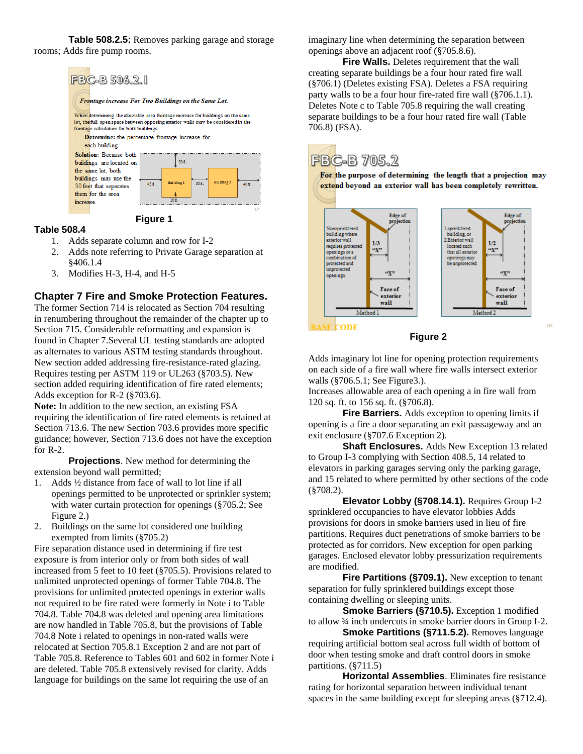**Table 508.2.5:** Removes parking garage and storage rooms; Adds fire pump rooms.

FBC-B 506.2.1

*Frontage increase For Two Buildings on the Same Lot.*

When determining the allowable area frontage increase for buildings on the same lot, the full open space between opposing exterior walls may be considered in the frontage calculation for both buildings.

**Determine:** the percentage frontage increase for each building.

**Solution:** Because both buildings are located on the same lot, both buildings may use the 30 feet that separates them for the area increase.

30 ft.
45 ft.
Building 1
30 ft.
Building 2
40 ft.
10 ft.

Figure 1

**Table 508.4**

1. Adds separate column and row for I-2
2. Adds note referring to Private Garage separation at §406.1.4
3. Modifies H-3, H-4, and H-5

## Chapter 7 Fire and Smoke Protection Features.

The former Section 714 is relocated as Section 704 resulting in renumbering throughout the remainder of the chapter up to Section 715. Considerable reformatting and expansion is found in Chapter 7.Several UL testing standards are adopted as alternates to various ASTM testing standards throughout. New section added addressing fire-resistance-rated glazing. Requires testing per ASTM 119 or UL263 (§703.5). New section added requiring identification of fire rated elements; Adds exception for R-2 (§703.6).

**Note:** In addition to the new section, an existing FSA requiring the identification of fire rated elements is retained at Section 713.6. The new Section 703.6 provides more specific guidance; however, Section 713.6 does not have the exception for R-2.

**Projections**. New method for determining the extension beyond wall permitted;

1. Adds ½ distance from face of wall to lot line if all openings permitted to be unprotected or sprinkler system; with water curtain protection for openings (§705.2; See Figure 2.)
2. Buildings on the same lot considered one building exempted from limits (§705.2)

Fire separation distance used in determining if fire test exposure is from interior only or from both sides of wall increased from 5 feet to 10 feet (§705.5). Provisions related to unlimited unprotected openings of former Table 704.8. The provisions for unlimited protected openings in exterior walls not required to be fire rated were formerly in Note i to Table 704.8. Table 704.8 was deleted and opening area limitations are now handled in Table 705.8, but the provisions of Table 704.8 Note i related to openings in non-rated walls were relocated at Section 705.8.1 Exception 2 and are not part of Table 705.8. Reference to Tables 601 and 602 in former Note i are deleted. Table 705.8 extensively revised for clarity. Adds language for buildings on the same lot requiring the use of an imaginary line when determining the separation between openings above an adjacent roof (§705.8.6).

**Fire Walls.** Deletes requirement that the wall creating separate buildings be a four hour rated fire wall (§706.1) (Deletes existing FSA). Deletes a FSA requiring party walls to be a four hour fire-rated fire wall (§706.1.1). Deletes Note c to Table 705.8 requiring the wall creating separate buildings to be a four hour rated fire wall (Table 706.8) (FSA).

FBC-B 705.2

**For the purpose of determining the length that a projection may extend beyond an exterior wall has been completely rewritten.**

Edge of projection
Nonsprinklered building where exterior wall requires protected openings or a combination of protected and unprotected openings.
1/3 "X"
"X"
Face of exterior wall
Method 1

Edge of projection
1. sprinklered building, or
2. Exterior wall located such that all exterior openings may be unprotected
1/2 "X"
"X"
Face of exterior wall
Method 2

BASE CODE

Figure 2

Adds imaginary lot line for opening protection requirements on each side of a fire wall where fire walls intersect exterior walls (§706.5.1; See Figure3.).

Increases allowable area of each opening a in fire wall from 120 sq. ft. to 156 sq. ft. (§706.8).

**Fire Barriers.** Adds exception to opening limits if opening is a door separating an exit passageway and an exit enclosure (§707.6 Exception 2).

**Shaft Enclosures.** Adds New Exception 13 related to Group I-3 complying with Section 408.5, 14 related to elevators in parking garages serving only the parking garage, and 15 related to where permitted by other sections of the code (§708.2).

**Elevator Lobby (§708.14.1).** Requires Group I-2 sprinklered occupancies to have elevator lobbies Adds provisions for doors in smoke barriers used in lieu of fire partitions. Requires duct penetrations of smoke barriers to be protected as for corridors. New exception for open parking garages. Enclosed elevator lobby pressurization requirements are modified.

**Fire Partitions (§709.1).** New exception to tenant separation for fully sprinklered buildings except those containing dwelling or sleeping units.

**Smoke Barriers (§710.5).** Exception 1 modified to allow ¾ inch undercuts in smoke barrier doors in Group I-2.

**Smoke Partitions (§711.5.2).** Removes language requiring artificial bottom seal across full width of bottom of door when testing smoke and draft control doors in smoke partitions. (§711.5)

**Horizontal Assemblies**. Eliminates fire resistance rating for horizontal separation between individual tenant spaces in the same building except for sleeping areas (§712.4).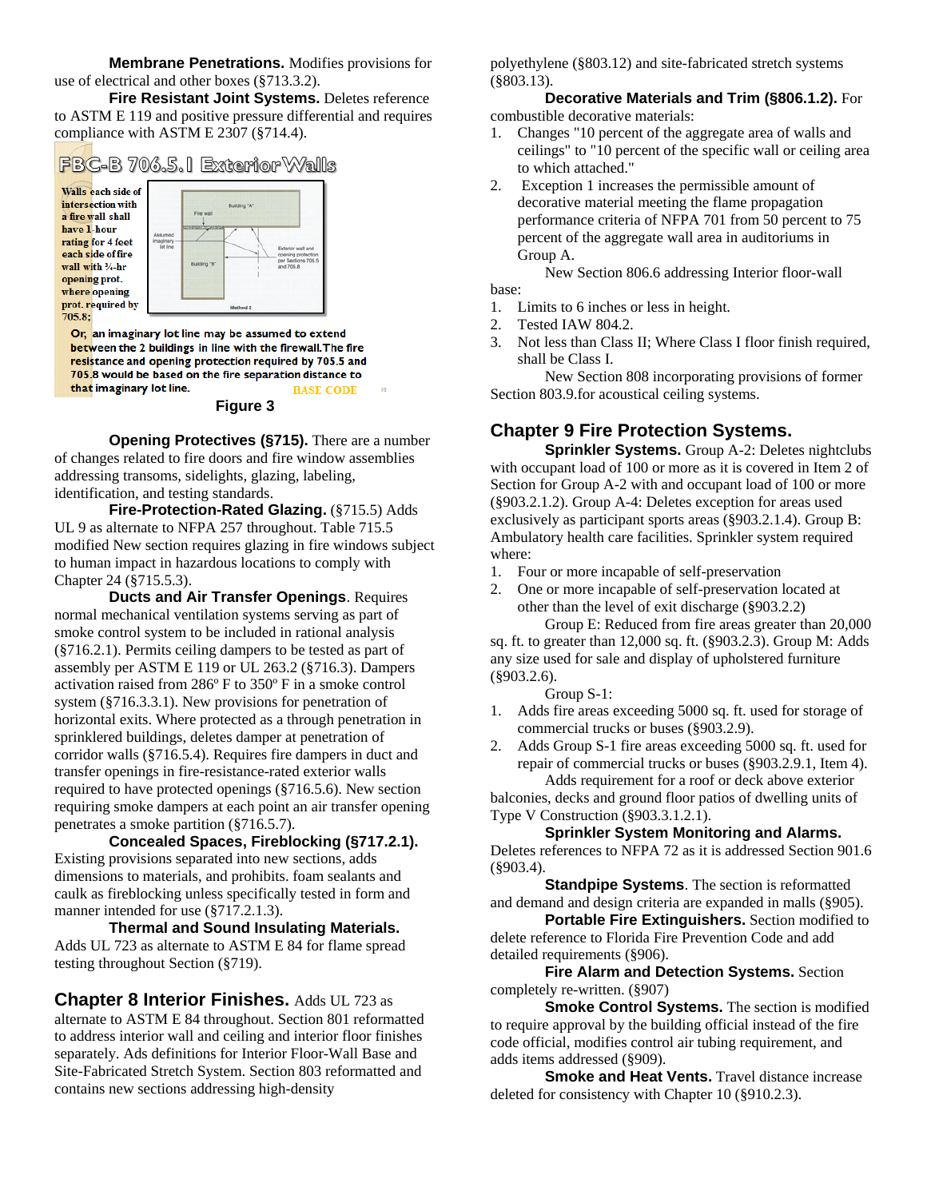**Membrane Penetrations.** Modifies provisions for use of electrical and other boxes (§713.3.2).

**Fire Resistant Joint Systems.** Deletes reference to ASTM E 119 and positive pressure differential and requires compliance with ASTM E 2307 (§714.4).

FBC-B 706.5.1 Exterior Walls

Walls each side of intersection with a fire wall shall have 1-hour rating for 4 feet each side of fire wall with ¾-hr opening prot. where opening prot. required by 705.8;

Building "A"

Fire wall

Assumed imaginary lot line

Building "B"

Exterior wall and opening protection per Sections 705.5 and 705.8

Method 2

Or, an imaginary lot line may be assumed to extend between the 2 buildings in line with the firewall.The fire resistance and opening protection required by 705.5 and 705.8 would be based on the fire separation distance to that imaginary lot line.

BASE CODE

Figure 3

**Opening Protectives (§715).** There are a number of changes related to fire doors and fire window assemblies addressing transoms, sidelights, glazing, labeling, identification, and testing standards.

**Fire-Protection-Rated Glazing.** (§715.5) Adds UL 9 as alternate to NFPA 257 throughout. Table 715.5 modified New section requires glazing in fire windows subject to human impact in hazardous locations to comply with Chapter 24 (§715.5.3).

**Ducts and Air Transfer Openings**. Requires normal mechanical ventilation systems serving as part of smoke control system to be included in rational analysis (§716.2.1). Permits ceiling dampers to be tested as part of assembly per ASTM E 119 or UL 263.2 (§716.3). Dampers activation raised from 286º F to 350º F in a smoke control system (§716.3.3.1). New provisions for penetration of horizontal exits. Where protected as a through penetration in sprinklered buildings, deletes damper at penetration of corridor walls (§716.5.4). Requires fire dampers in duct and transfer openings in fire-resistance-rated exterior walls required to have protected openings (§716.5.6). New section requiring smoke dampers at each point an air transfer opening penetrates a smoke partition (§716.5.7).

**Concealed Spaces, Fireblocking (§717.2.1).** Existing provisions separated into new sections, adds dimensions to materials, and prohibits. foam sealants and caulk as fireblocking unless specifically tested in form and manner intended for use (§717.2.1.3).

**Thermal and Sound Insulating Materials.** Adds UL 723 as alternate to ASTM E 84 for flame spread testing throughout Section (§719).

## Chapter 8 Interior Finishes.

Adds UL 723 as alternate to ASTM E 84 throughout. Section 801 reformatted to address interior wall and ceiling and interior floor finishes separately. Ads definitions for Interior Floor-Wall Base and Site-Fabricated Stretch System. Section 803 reformatted and contains new sections addressing high-density polyethylene (§803.12) and site-fabricated stretch systems (§803.13).

**Decorative Materials and Trim (§806.1.2).** For combustible decorative materials:

1. Changes "10 percent of the aggregate area of walls and ceilings" to "10 percent of the specific wall or ceiling area to which attached."
2. Exception 1 increases the permissible amount of decorative material meeting the flame propagation performance criteria of NFPA 701 from 50 percent to 75 percent of the aggregate wall area in auditoriums in Group A.

New Section 806.6 addressing Interior floor-wall base:

1. Limits to 6 inches or less in height.
2. Tested IAW 804.2.
3. Not less than Class II; Where Class I floor finish required, shall be Class I.

New Section 808 incorporating provisions of former Section 803.9.for acoustical ceiling systems.

## Chapter 9 Fire Protection Systems.

**Sprinkler Systems.** Group A-2: Deletes nightclubs with occupant load of 100 or more as it is covered in Item 2 of Section for Group A-2 with and occupant load of 100 or more (§903.2.1.2). Group A-4: Deletes exception for areas used exclusively as participant sports areas (§903.2.1.4). Group B: Ambulatory health care facilities. Sprinkler system required where:

1. Four or more incapable of self-preservation
2. One or more incapable of self-preservation located at other than the level of exit discharge (§903.2.2)

Group E: Reduced from fire areas greater than 20,000 sq. ft. to greater than 12,000 sq. ft. (§903.2.3). Group M: Adds any size used for sale and display of upholstered furniture (§903.2.6).

Group S-1:

1. Adds fire areas exceeding 5000 sq. ft. used for storage of commercial trucks or buses (§903.2.9).
2. Adds Group S-1 fire areas exceeding 5000 sq. ft. used for repair of commercial trucks or buses (§903.2.9.1, Item 4).

Adds requirement for a roof or deck above exterior balconies, decks and ground floor patios of dwelling units of Type V Construction (§903.3.1.2.1).

**Sprinkler System Monitoring and Alarms.** Deletes references to NFPA 72 as it is addressed Section 901.6 (§903.4).

**Standpipe Systems**. The section is reformatted and demand and design criteria are expanded in malls (§905).

**Portable Fire Extinguishers.** Section modified to delete reference to Florida Fire Prevention Code and add detailed requirements (§906).

**Fire Alarm and Detection Systems.** Section completely re-written. (§907)

**Smoke Control Systems.** The section is modified to require approval by the building official instead of the fire code official, modifies control air tubing requirement, and adds items addressed (§909).

**Smoke and Heat Vents.** Travel distance increase deleted for consistency with Chapter 10 (§910.2.3).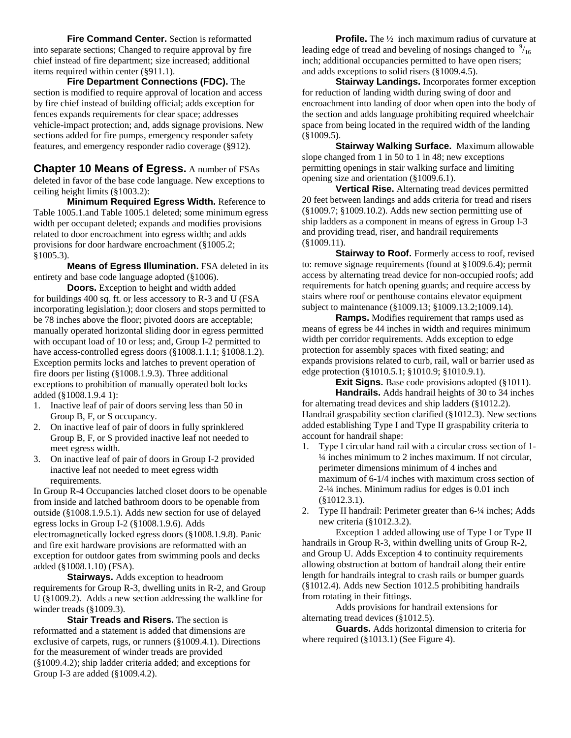**Fire Command Center.** Section is reformatted into separate sections; Changed to require approval by fire chief instead of fire department; size increased; additional items required within center (§911.1).

**Fire Department Connections (FDC).** The section is modified to require approval of location and access by fire chief instead of building official; adds exception for fences expands requirements for clear space; addresses vehicle-impact protection; and, adds signage provisions. New sections added for fire pumps, emergency responder safety features, and emergency responder radio coverage (§912).

## Chapter 10 Means of Egress.

A number of FSAs deleted in favor of the base code language. New exceptions to ceiling height limits (§1003.2):

**Minimum Required Egress Width.** Reference to Table 1005.1.and Table 1005.1 deleted; some minimum egress width per occupant deleted; expands and modifies provisions related to door encroachment into egress width; and adds provisions for door hardware encroachment (§1005.2; §1005.3).

**Means of Egress Illumination.** FSA deleted in its entirety and base code language adopted (§1006).

**Doors.** Exception to height and width added for buildings 400 sq. ft. or less accessory to R-3 and U (FSA incorporating legislation.); door closers and stops permitted to be 78 inches above the floor; pivoted doors are acceptable; manually operated horizontal sliding door in egress permitted with occupant load of 10 or less; and, Group I-2 permitted to have access-controlled egress doors (§1008.1.1.1; §1008.1.2). Exception permits locks and latches to prevent operation of fire doors per listing (§1008.1.9.3). Three additional exceptions to prohibition of manually operated bolt locks added (§1008.1.9.4 1):

1. Inactive leaf of pair of doors serving less than 50 in Group B, F, or S occupancy.
2. On inactive leaf of pair of doors in fully sprinklered Group B, F, or S provided inactive leaf not needed to meet egress width.
3. On inactive leaf of pair of doors in Group I-2 provided inactive leaf not needed to meet egress width requirements.

In Group R-4 Occupancies latched closet doors to be openable from inside and latched bathroom doors to be openable from outside (§1008.1.9.5.1). Adds new section for use of delayed egress locks in Group I-2 (§1008.1.9.6). Adds electromagnetically locked egress doors (§1008.1.9.8). Panic and fire exit hardware provisions are reformatted with an exception for outdoor gates from swimming pools and decks added (§1008.1.10) (FSA).

**Stairways.** Adds exception to headroom requirements for Group R-3, dwelling units in R-2, and Group U (§1009.2). Adds a new section addressing the walkline for winder treads (§1009.3).

**Stair Treads and Risers.** The section is reformatted and a statement is added that dimensions are exclusive of carpets, rugs, or runners (§1009.4.1). Directions for the measurement of winder treads are provided (§1009.4.2); ship ladder criteria added; and exceptions for Group I-3 are added (§1009.4.2).

**Profile.** The ½ inch maximum radius of curvature at leading edge of tread and beveling of nosings changed to $^{9}/_{16}$ inch; additional occupancies permitted to have open risers; and adds exceptions to solid risers (§1009.4.5).

**Stairway Landings.** Incorporates former exception for reduction of landing width during swing of door and encroachment into landing of door when open into the body of the section and adds language prohibiting required wheelchair space from being located in the required width of the landing (§1009.5).

**Stairway Walking Surface.** Maximum allowable slope changed from 1 in 50 to 1 in 48; new exceptions permitting openings in stair walking surface and limiting opening size and orientation (§1009.6.1).

**Vertical Rise.** Alternating tread devices permitted 20 feet between landings and adds criteria for tread and risers (§1009.7; §1009.10.2). Adds new section permitting use of ship ladders as a component in means of egress in Group I-3 and providing tread, riser, and handrail requirements (§1009.11).

**Stairway to Roof.** Formerly access to roof, revised to: remove signage requirements (found at §1009.6.4); permit access by alternating tread device for non-occupied roofs; add requirements for hatch opening guards; and require access by stairs where roof or penthouse contains elevator equipment subject to maintenance (§1009.13; §1009.13.2;1009.14).

**Ramps.** Modifies requirement that ramps used as means of egress be 44 inches in width and requires minimum width per corridor requirements. Adds exception to edge protection for assembly spaces with fixed seating; and expands provisions related to curb, rail, wall or barrier used as edge protection (§1010.5.1; §1010.9; §1010.9.1).

**Exit Signs.** Base code provisions adopted (§1011).

**Handrails.** Adds handrail heights of 30 to 34 inches for alternating tread devices and ship ladders (§1012.2). Handrail graspability section clarified (§1012.3). New sections added establishing Type I and Type II graspability criteria to account for handrail shape:

1. Type I circular hand rail with a circular cross section of 1-¼ inches minimum to 2 inches maximum. If not circular, perimeter dimensions minimum of 4 inches and maximum of 6-1/4 inches with maximum cross section of 2-¼ inches. Minimum radius for edges is 0.01 inch (§1012.3.1).
2. Type II handrail: Perimeter greater than 6-¼ inches; Adds new criteria (§1012.3.2).

Exception 1 added allowing use of Type I or Type II handrails in Group R-3, within dwelling units of Group R-2, and Group U. Adds Exception 4 to continuity requirements allowing obstruction at bottom of handrail along their entire length for handrails integral to crash rails or bumper guards (§1012.4). Adds new Section 1012.5 prohibiting handrails from rotating in their fittings.

Adds provisions for handrail extensions for alternating tread devices (§1012.5).

**Guards.** Adds horizontal dimension to criteria for where required (§1013.1) (See Figure 4).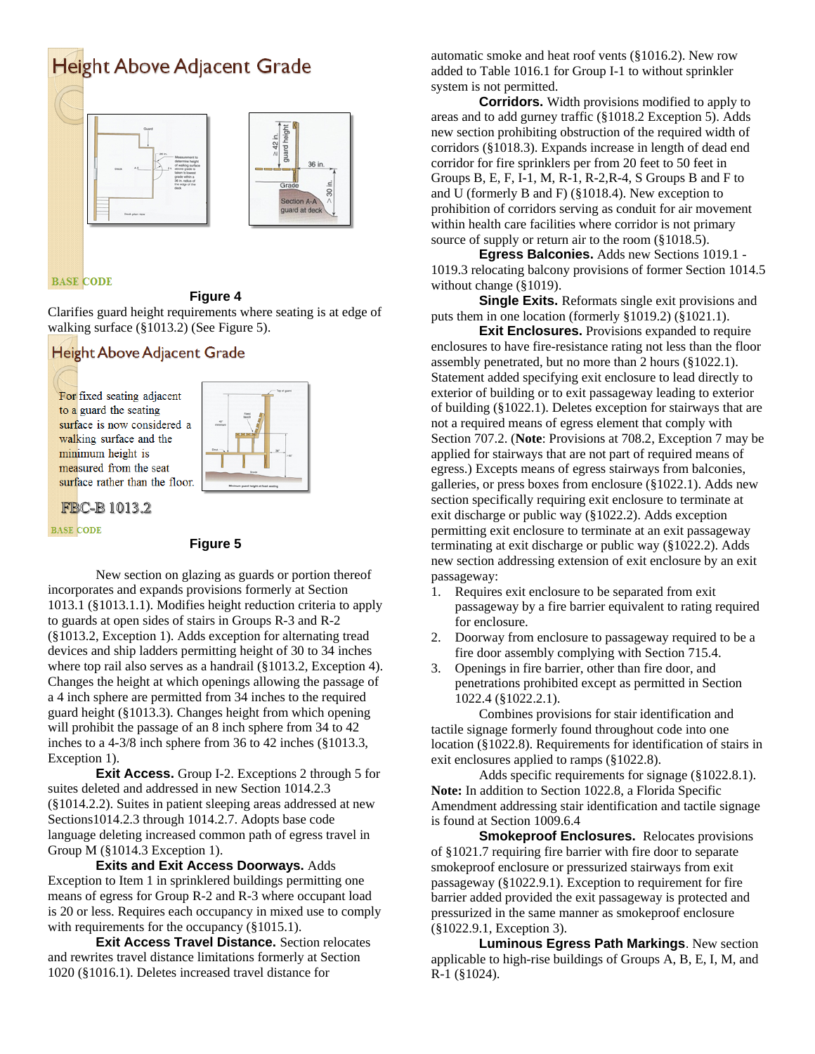## Height Above Adjacent Grade

BASE CODE

**Figure 4**

Clarifies guard height requirements where seating is at edge of walking surface (§1013.2) (See Figure 5).

## Height Above Adjacent Grade

For fixed seating adjacent to a guard the seating surface is now considered a walking surface and the minimum height is measured from the seat surface rather than the floor.

FBC-B 1013.2

BASE CODE

**Figure 5**

New section on glazing as guards or portion thereof incorporates and expands provisions formerly at Section 1013.1 (§1013.1.1). Modifies height reduction criteria to apply to guards at open sides of stairs in Groups R-3 and R-2 (§1013.2, Exception 1). Adds exception for alternating tread devices and ship ladders permitting height of 30 to 34 inches where top rail also serves as a handrail (§1013.2, Exception 4). Changes the height at which openings allowing the passage of a 4 inch sphere are permitted from 34 inches to the required guard height (§1013.3). Changes height from which opening will prohibit the passage of an 8 inch sphere from 34 to 42 inches to a 4-3/8 inch sphere from 36 to 42 inches (§1013.3, Exception 1).

**Exit Access.** Group I-2. Exceptions 2 through 5 for suites deleted and addressed in new Section 1014.2.3 (§1014.2.2). Suites in patient sleeping areas addressed at new Sections1014.2.3 through 1014.2.7. Adopts base code language deleting increased common path of egress travel in Group M (§1014.3 Exception 1).

**Exits and Exit Access Doorways.** Adds Exception to Item 1 in sprinklered buildings permitting one means of egress for Group R-2 and R-3 where occupant load is 20 or less. Requires each occupancy in mixed use to comply with requirements for the occupancy (§1015.1).

**Exit Access Travel Distance.** Section relocates and rewrites travel distance limitations formerly at Section 1020 (§1016.1). Deletes increased travel distance for automatic smoke and heat roof vents (§1016.2). New row added to Table 1016.1 for Group I-1 to without sprinkler system is not permitted.

**Corridors.** Width provisions modified to apply to areas and to add gurney traffic (§1018.2 Exception 5). Adds new section prohibiting obstruction of the required width of corridors (§1018.3). Expands increase in length of dead end corridor for fire sprinklers per from 20 feet to 50 feet in Groups B, E, F, I-1, M, R-1, R-2,R-4, S Groups B and F to and U (formerly B and F) (§1018.4). New exception to prohibition of corridors serving as conduit for air movement within health care facilities where corridor is not primary source of supply or return air to the room (§1018.5).

**Egress Balconies.** Adds new Sections 1019.1 - 1019.3 relocating balcony provisions of former Section 1014.5 without change (§1019).

**Single Exits.** Reformats single exit provisions and puts them in one location (formerly §1019.2) (§1021.1).

**Exit Enclosures.** Provisions expanded to require enclosures to have fire-resistance rating not less than the floor assembly penetrated, but no more than 2 hours (§1022.1). Statement added specifying exit enclosure to lead directly to exterior of building or to exit passageway leading to exterior of building (§1022.1). Deletes exception for stairways that are not a required means of egress element that comply with Section 707.2. (**Note**: Provisions at 708.2, Exception 7 may be applied for stairways that are not part of required means of egress.) Excepts means of egress stairways from balconies, galleries, or press boxes from enclosure (§1022.1). Adds new section specifically requiring exit enclosure to terminate at exit discharge or public way (§1022.2). Adds exception permitting exit enclosure to terminate at an exit passageway terminating at exit discharge or public way (§1022.2). Adds new section addressing extension of exit enclosure by an exit passageway:

1. Requires exit enclosure to be separated from exit passageway by a fire barrier equivalent to rating required for enclosure.
2. Doorway from enclosure to passageway required to be a fire door assembly complying with Section 715.4.
3. Openings in fire barrier, other than fire door, and penetrations prohibited except as permitted in Section 1022.4 (§1022.2.1).

Combines provisions for stair identification and tactile signage formerly found throughout code into one location (§1022.8). Requirements for identification of stairs in exit enclosures applied to ramps (§1022.8).

Adds specific requirements for signage (§1022.8.1). **Note:** In addition to Section 1022.8, a Florida Specific Amendment addressing stair identification and tactile signage is found at Section 1009.6.4

**Smokeproof Enclosures.** Relocates provisions of §1021.7 requiring fire barrier with fire door to separate smokeproof enclosure or pressurized stairways from exit passageway (§1022.9.1). Exception to requirement for fire barrier added provided the exit passageway is protected and pressurized in the same manner as smokeproof enclosure (§1022.9.1, Exception 3).

**Luminous Egress Path Markings**. New section applicable to high-rise buildings of Groups A, B, E, I, M, and R-1 (§1024).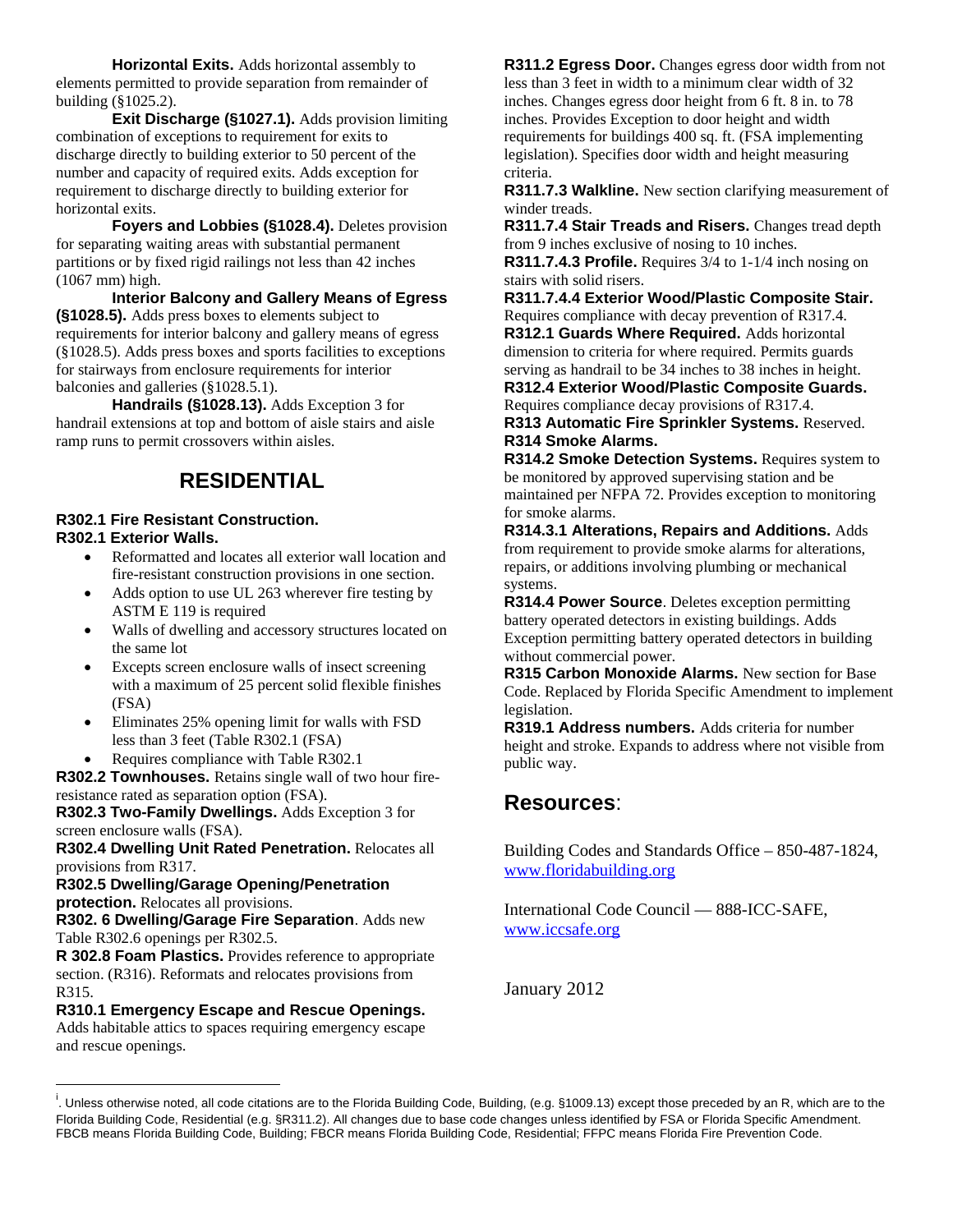**Horizontal Exits.** Adds horizontal assembly to elements permitted to provide separation from remainder of building (§1025.2).

**Exit Discharge (§1027.1).** Adds provision limiting combination of exceptions to requirement for exits to discharge directly to building exterior to 50 percent of the number and capacity of required exits. Adds exception for requirement to discharge directly to building exterior for horizontal exits.

**Foyers and Lobbies (§1028.4).** Deletes provision for separating waiting areas with substantial permanent partitions or by fixed rigid railings not less than 42 inches (1067 mm) high.

**Interior Balcony and Gallery Means of Egress (§1028.5).** Adds press boxes to elements subject to requirements for interior balcony and gallery means of egress (§1028.5). Adds press boxes and sports facilities to exceptions for stairways from enclosure requirements for interior balconies and galleries (§1028.5.1).

**Handrails (§1028.13).** Adds Exception 3 for handrail extensions at top and bottom of aisle stairs and aisle ramp runs to permit crossovers within aisles.

## RESIDENTIAL

**R302.1 Fire Resistant Construction.**
**R302.1 Exterior Walls.**

- Reformatted and locates all exterior wall location and fire-resistant construction provisions in one section.
- Adds option to use UL 263 wherever fire testing by ASTM E 119 is required
- Walls of dwelling and accessory structures located on the same lot
- Excepts screen enclosure walls of insect screening with a maximum of 25 percent solid flexible finishes (FSA)
- Eliminates 25% opening limit for walls with FSD less than 3 feet (Table R302.1 (FSA)
- Requires compliance with Table R302.1

**R302.2 Townhouses.** Retains single wall of two hour fire-resistance rated as separation option (FSA).

**R302.3 Two-Family Dwellings.** Adds Exception 3 for screen enclosure walls (FSA).

**R302.4 Dwelling Unit Rated Penetration.** Relocates all provisions from R317.

**R302.5 Dwelling/Garage Opening/Penetration protection.** Relocates all provisions.

**R302. 6 Dwelling/Garage Fire Separation**. Adds new Table R302.6 openings per R302.5.

**R 302.8 Foam Plastics.** Provides reference to appropriate section. (R316). Reformats and relocates provisions from R315.

**R310.1 Emergency Escape and Rescue Openings.** Adds habitable attics to spaces requiring emergency escape and rescue openings.

**R311.2 Egress Door.** Changes egress door width from not less than 3 feet in width to a minimum clear width of 32 inches. Changes egress door height from 6 ft. 8 in. to 78 inches. Provides Exception to door height and width requirements for buildings 400 sq. ft. (FSA implementing legislation). Specifies door width and height measuring criteria.

**R311.7.3 Walkline.** New section clarifying measurement of winder treads.

**R311.7.4 Stair Treads and Risers.** Changes tread depth from 9 inches exclusive of nosing to 10 inches.

**R311.7.4.3 Profile.** Requires 3/4 to 1-1/4 inch nosing on stairs with solid risers.

**R311.7.4.4 Exterior Wood/Plastic Composite Stair.** Requires compliance with decay prevention of R317.4.

**R312.1 Guards Where Required.** Adds horizontal dimension to criteria for where required. Permits guards serving as handrail to be 34 inches to 38 inches in height.

**R312.4 Exterior Wood/Plastic Composite Guards.** Requires compliance decay provisions of R317.4.

**R313 Automatic Fire Sprinkler Systems.** Reserved.

**R314 Smoke Alarms.**

**R314.2 Smoke Detection Systems.** Requires system to be monitored by approved supervising station and be maintained per NFPA 72. Provides exception to monitoring for smoke alarms.

**R314.3.1 Alterations, Repairs and Additions.** Adds from requirement to provide smoke alarms for alterations, repairs, or additions involving plumbing or mechanical systems.

**R314.4 Power Source**. Deletes exception permitting battery operated detectors in existing buildings. Adds Exception permitting battery operated detectors in building without commercial power.

**R315 Carbon Monoxide Alarms.** New section for Base Code. Replaced by Florida Specific Amendment to implement legislation.

**R319.1 Address numbers.** Adds criteria for number height and stroke. Expands to address where not visible from public way.

## Resources:

Building Codes and Standards Office – 850-487-1824, [www.floridabuilding.org](http://www.floridabuilding.org)

International Code Council — 888-ICC-SAFE, [www.iccsafe.org](http://www.iccsafe.org)

January 2012

---

[i]. Unless otherwise noted, all code citations are to the Florida Building Code, Building, (e.g. §1009.13) except those preceded by an R, which are to the Florida Building Code, Residential (e.g. §R311.2). All changes due to base code changes unless identified by FSA or Florida Specific Amendment. FBCB means Florida Building Code, Building; FBCR means Florida Building Code, Residential; FFPC means Florida Fire Prevention Code.